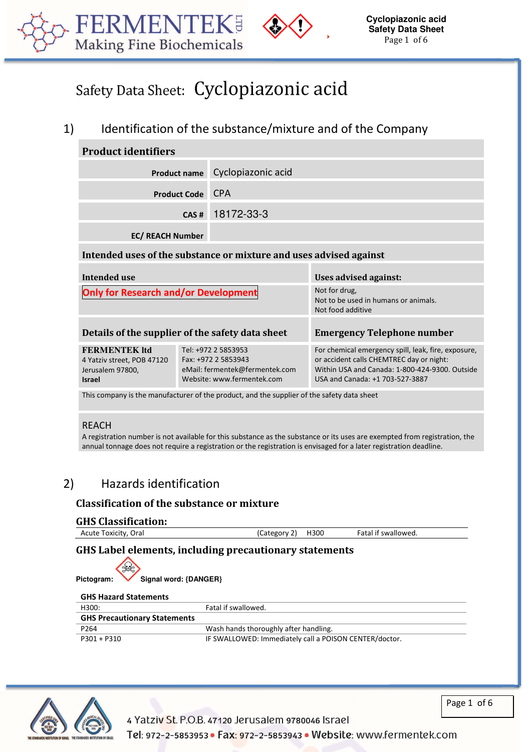# Safety Data Sheet: Cyclopiazonic acid

## 1) Identification of the substance/mixture and of the Company

### Product identifiers

| | |
|---|---|
| **Product name** | Cyclopiazonic acid |
| **Product Code** | CPA |
| **CAS #** | 18172-33-3 |
| **EC/ REACH Number** | |

### Intended uses of the substance or mixture and uses advised against

| Intended use | Uses advised against: |
|---|---|
| Only for Research and/or Development | Not for drug,<br>Not to be used in humans or animals.<br>Not food additive |

### Details of the supplier of the safety data sheet / Emergency Telephone number

| Details of the supplier of the safety data sheet | | Emergency Telephone number |
|---|---|---|
| **FERMENTEK ltd**<br>4 Yatziv street, POB 47120<br>Jerusalem 97800,<br>**Israel** | Tel: +972 2 5853953<br>Fax: +972 2 5853943<br>eMail: fermentek@fermentek.com<br>Website: www.fermentek.com | For chemical emergency spill, leak, fire, exposure, or accident calls CHEMTREC day or night: Within USA and Canada: 1-800-424-9300. Outside USA and Canada: +1 703-527-3887 |

This company is the manufacturer of the product, and the supplier of the safety data sheet

REACH

A registration number is not available for this substance as the substance or its uses are exempted from registration, the annual tonnage does not require a registration or the registration is envisaged for a later registration deadline.

## 2) Hazards identification

### Classification of the substance or mixture

### GHS Classification:

| | | | |
|---|---|---|---|
| Acute Toxicity, Oral | (Category 2) | H300 | Fatal if swallowed. |

### GHS Label elements, including precautionary statements

**Pictogram:** **Signal word: {DANGER}**

| GHS Hazard Statements | |
|---|---|
| H300: | Fatal if swallowed. |
| **GHS Precautionary Statements** | |
| P264 | Wash hands thoroughly after handling. |
| P301 + P310 | IF SWALLOWED: Immediately call a POISON CENTER/doctor. |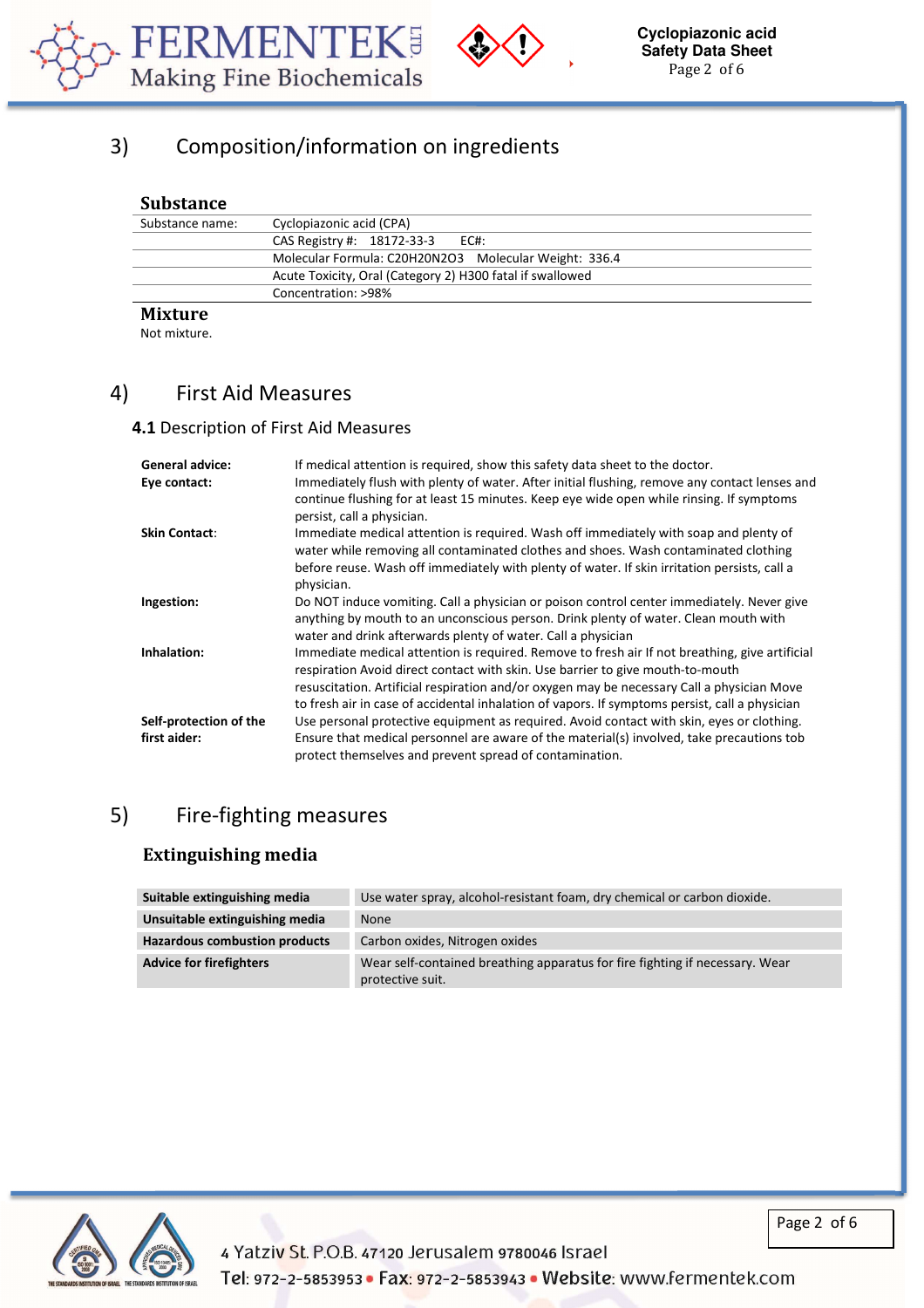## 3) Composition/information on ingredients

### Substance

| | |
|---|---|
| Substance name: | Cyclopiazonic acid (CPA) |
| | CAS Registry #: 18172-33-3 EC#: |
| | Molecular Formula: $C_{20}H_{20}N_2O_3$ Molecular Weight: 336.4 |
| | Acute Toxicity, Oral (Category 2) H300 fatal if swallowed |
| | Concentration: >98% |

### Mixture

Not mixture.

## 4) First Aid Measures

### 4.1 Description of First Aid Measures

**General advice:** If medical attention is required, show this safety data sheet to the doctor.

**Eye contact:** Immediately flush with plenty of water. After initial flushing, remove any contact lenses and continue flushing for at least 15 minutes. Keep eye wide open while rinsing. If symptoms persist, call a physician.

**Skin Contact:** Immediate medical attention is required. Wash off immediately with soap and plenty of water while removing all contaminated clothes and shoes. Wash contaminated clothing before reuse. Wash off immediately with plenty of water. If skin irritation persists, call a physician.

**Ingestion:** Do NOT induce vomiting. Call a physician or poison control center immediately. Never give anything by mouth to an unconscious person. Drink plenty of water. Clean mouth with water and drink afterwards plenty of water. Call a physician

**Inhalation:** Immediate medical attention is required. Remove to fresh air If not breathing, give artificial respiration Avoid direct contact with skin. Use barrier to give mouth-to-mouth resuscitation. Artificial respiration and/or oxygen may be necessary Call a physician Move to fresh air in case of accidental inhalation of vapors. If symptoms persist, call a physician

**Self-protection of the first aider:** Use personal protective equipment as required. Avoid contact with skin, eyes or clothing. Ensure that medical personnel are aware of the material(s) involved, take precautions tob protect themselves and prevent spread of contamination.

## 5) Fire-fighting measures

### Extinguishing media

| | |
|---|---|
| **Suitable extinguishing media** | Use water spray, alcohol-resistant foam, dry chemical or carbon dioxide. |
| **Unsuitable extinguishing media** | None |
| **Hazardous combustion products** | Carbon oxides, Nitrogen oxides |
| **Advice for firefighters** | Wear self-contained breathing apparatus for fire fighting if necessary. Wear protective suit. |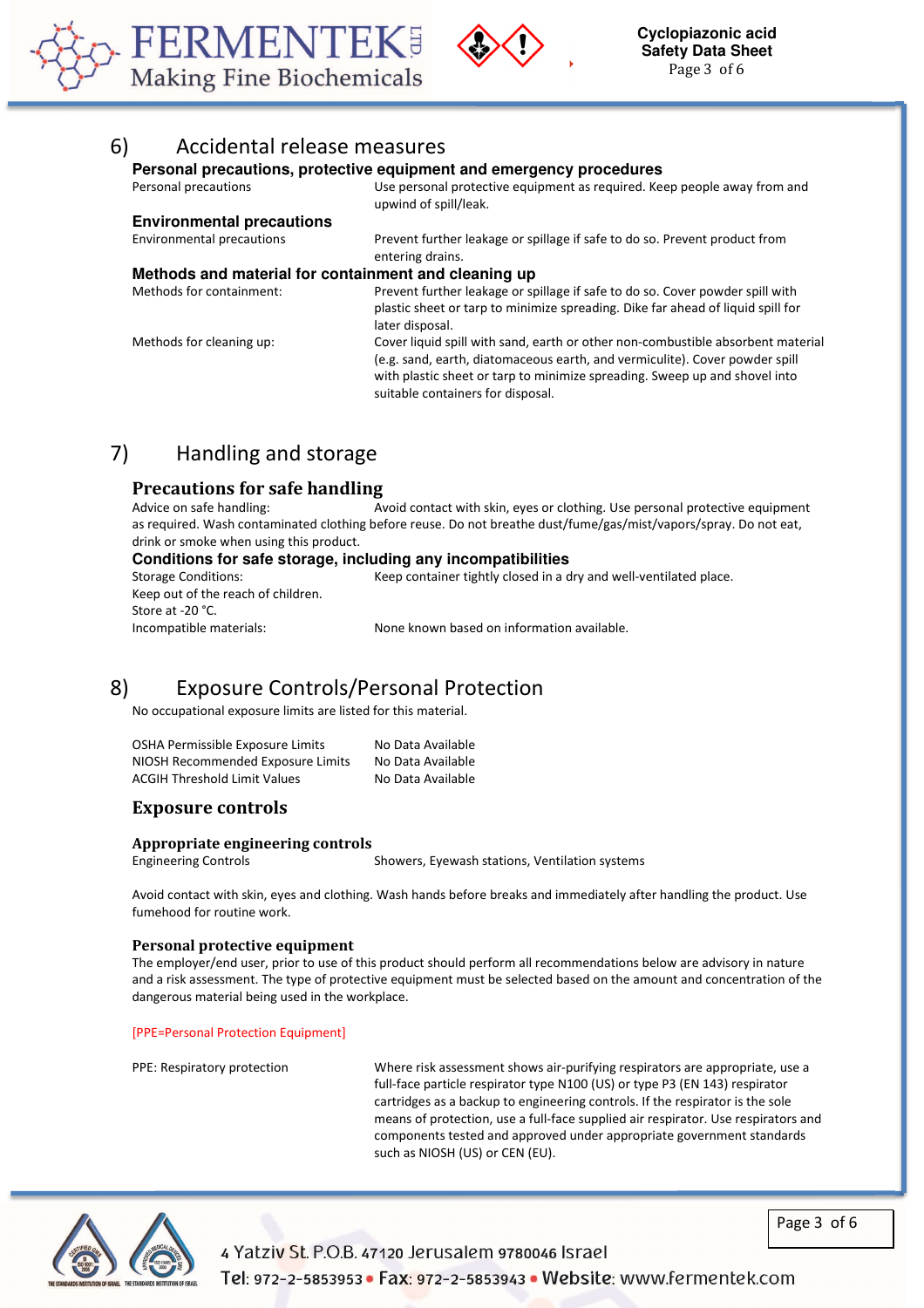## 6) Accidental release measures

### Personal precautions, protective equipment and emergency procedures

| | |
|---|---|
| Personal precautions | Use personal protective equipment as required. Keep people away from and upwind of spill/leak. |

### Environmental precautions

| | |
|---|---|
| Environmental precautions | Prevent further leakage or spillage if safe to do so. Prevent product from entering drains. |

### Methods and material for containment and cleaning up

| | |
|---|---|
| Methods for containment: | Prevent further leakage or spillage if safe to do so. Cover powder spill with plastic sheet or tarp to minimize spreading. Dike far ahead of liquid spill for later disposal. |
| Methods for cleaning up: | Cover liquid spill with sand, earth or other non-combustible absorbent material (e.g. sand, earth, diatomaceous earth, and vermiculite). Cover powder spill with plastic sheet or tarp to minimize spreading. Sweep up and shovel into suitable containers for disposal. |

## 7) Handling and storage

### Precautions for safe handling

Advice on safe handling: Avoid contact with skin, eyes or clothing. Use personal protective equipment as required. Wash contaminated clothing before reuse. Do not breathe dust/fume/gas/mist/vapors/spray. Do not eat, drink or smoke when using this product.

### Conditions for safe storage, including any incompatibilities

Storage Conditions: Keep container tightly closed in a dry and well-ventilated place.
Keep out of the reach of children.
Store at -20 °C.

Incompatible materials: None known based on information available.

## 8) Exposure Controls/Personal Protection

No occupational exposure limits are listed for this material.

| | |
|---|---|
| OSHA Permissible Exposure Limits | No Data Available |
| NIOSH Recommended Exposure Limits | No Data Available |
| ACGIH Threshold Limit Values | No Data Available |

### Exposure controls

#### Appropriate engineering controls

| | |
|---|---|
| Engineering Controls | Showers, Eyewash stations, Ventilation systems |

Avoid contact with skin, eyes and clothing. Wash hands before breaks and immediately after handling the product. Use fumehood for routine work.

#### Personal protective equipment

The employer/end user, prior to use of this product should perform all recommendations below are advisory in nature and a risk assessment. The type of protective equipment must be selected based on the amount and concentration of the dangerous material being used in the workplace.

[PPE=Personal Protection Equipment]

| | |
|---|---|
| PPE: Respiratory protection | Where risk assessment shows air-purifying respirators are appropriate, use a full-face particle respirator type N100 (US) or type P3 (EN 143) respirator cartridges as a backup to engineering controls. If the respirator is the sole means of protection, use a full-face supplied air respirator. Use respirators and components tested and approved under appropriate government standards such as NIOSH (US) or CEN (EU). |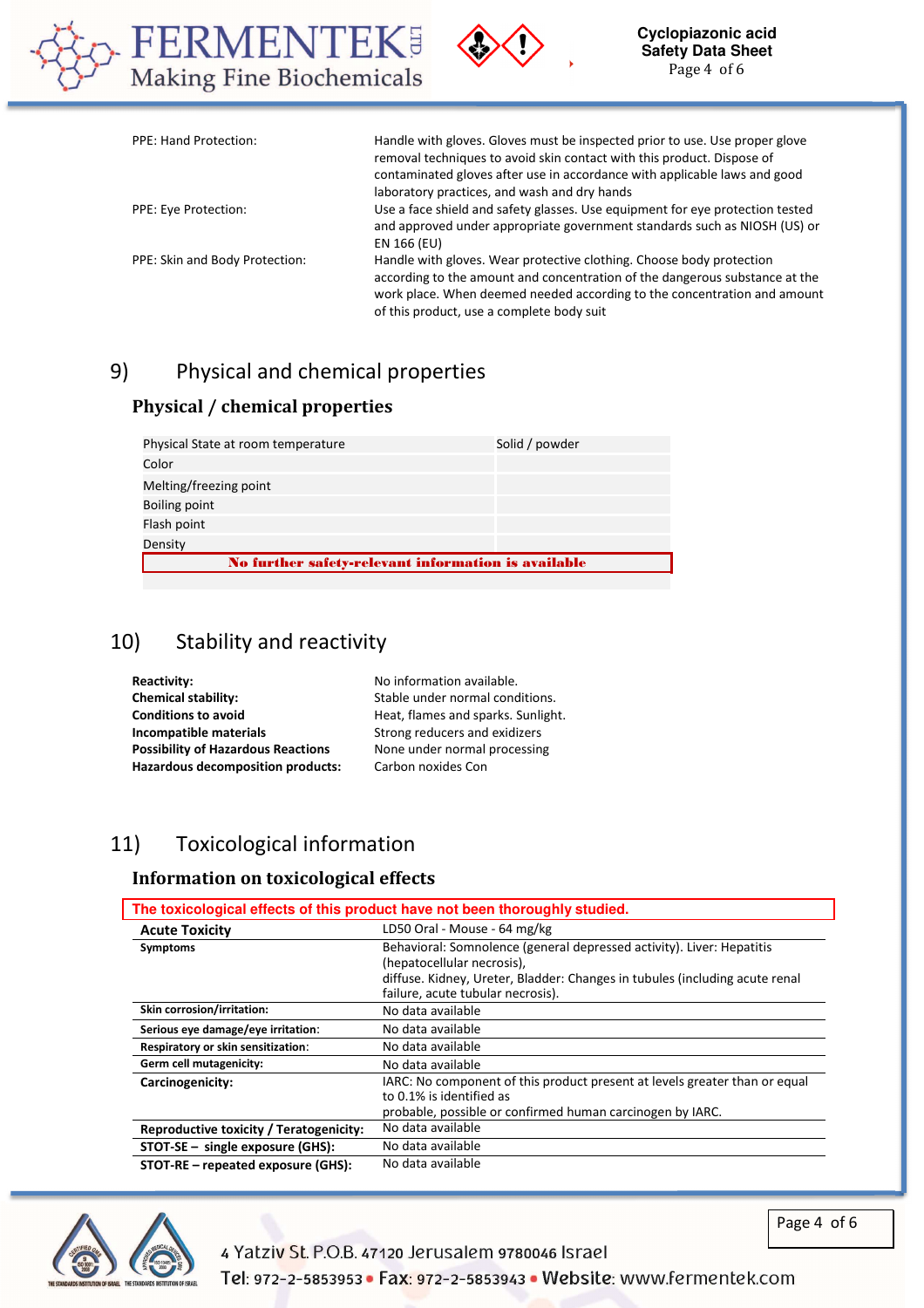| | |
|---|---|
| PPE: Hand Protection: | Handle with gloves. Gloves must be inspected prior to use. Use proper glove removal techniques to avoid skin contact with this product. Dispose of contaminated gloves after use in accordance with applicable laws and good laboratory practices, and wash and dry hands |
| PPE: Eye Protection: | Use a face shield and safety glasses. Use equipment for eye protection tested and approved under appropriate government standards such as NIOSH (US) or EN 166 (EU) |
| PPE: Skin and Body Protection: | Handle with gloves. Wear protective clothing. Choose body protection according to the amount and concentration of the dangerous substance at the work place. When deemed needed according to the concentration and amount of this product, use a complete body suit |

## 9) Physical and chemical properties

### Physical / chemical properties

| Physical State at room temperature | Solid / powder |
|---|---|
| Color | |
| Melting/freezing point | |
| Boiling point | |
| Flash point | |
| Density | |

**No further safety-relevant information is available**

## 10) Stability and reactivity

| | |
|---|---|
| **Reactivity:** | No information available. |
| **Chemical stability:** | Stable under normal conditions. |
| **Conditions to avoid** | Heat, flames and sparks. Sunlight. |
| **Incompatible materials** | Strong reducers and exidizers |
| **Possibility of Hazardous Reactions** | None under normal processing |
| **Hazardous decomposition products:** | Carbon noxides Con |

## 11) Toxicological information

### Information on toxicological effects

**The toxicological effects of this product have not been thoroughly studied.**

| | |
|---|---|
| **Acute Toxicity** | LD50 Oral - Mouse - 64 mg/kg |
| **Symptoms** | Behavioral: Somnolence (general depressed activity). Liver: Hepatitis (hepatocellular necrosis), diffuse. Kidney, Ureter, Bladder: Changes in tubules (including acute renal failure, acute tubular necrosis). |
| **Skin corrosion/irritation:** | No data available |
| **Serious eye damage/eye irritation:** | No data available |
| **Respiratory or skin sensitization:** | No data available |
| **Germ cell mutagenicity:** | No data available |
| **Carcinogenicity:** | IARC: No component of this product present at levels greater than or equal to 0.1% is identified as probable, possible or confirmed human carcinogen by IARC. |
| **Reproductive toxicity / Teratogenicity:** | No data available |
| **STOT-SE – single exposure (GHS):** | No data available |
| **STOT-RE – repeated exposure (GHS):** | No data available |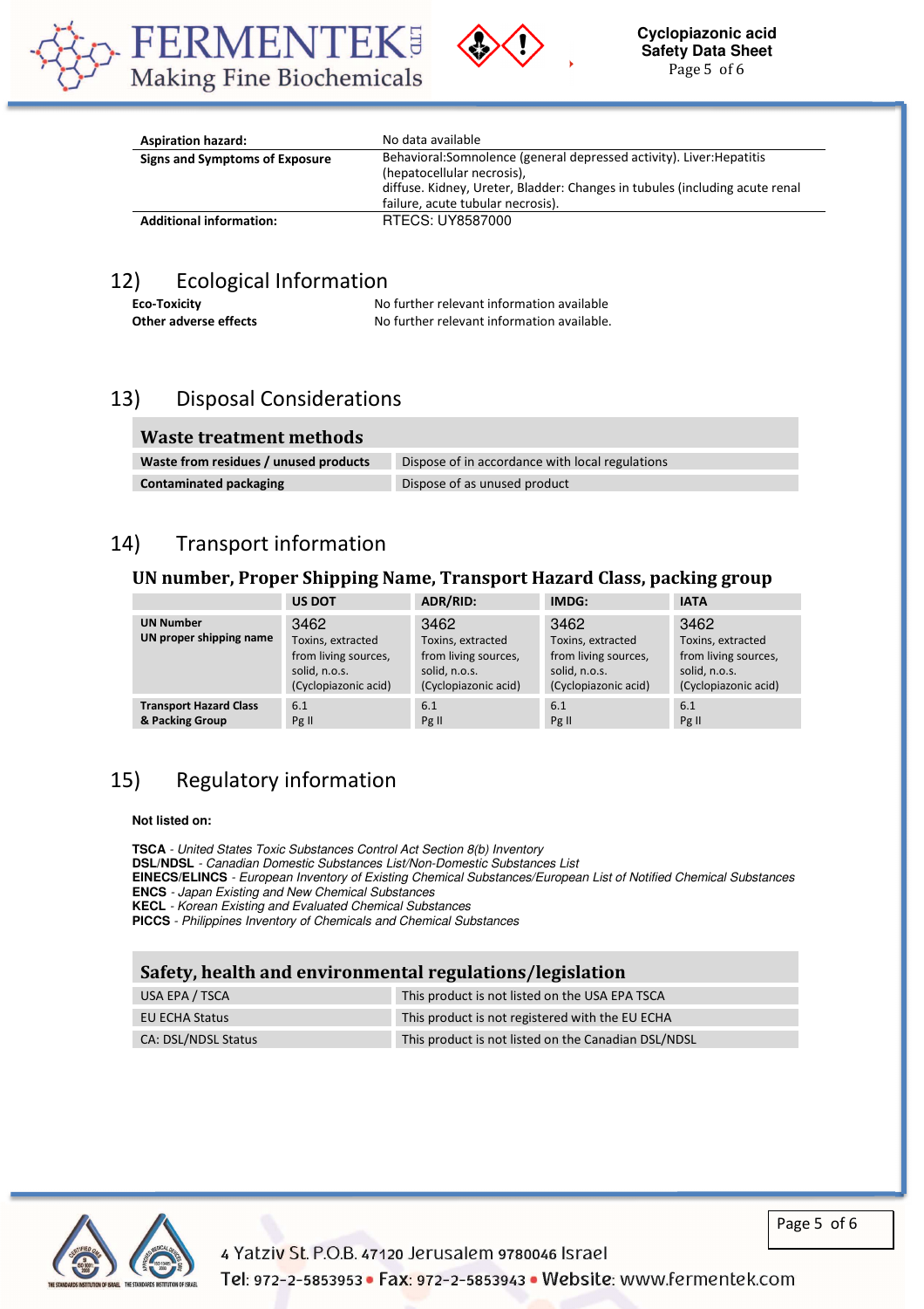| | |
|---|---|
| **Aspiration hazard:** | No data available |
| **Signs and Symptoms of Exposure** | Behavioral:Somnolence (general depressed activity). Liver:Hepatitis (hepatocellular necrosis), diffuse. Kidney, Ureter, Bladder: Changes in tubules (including acute renal failure, acute tubular necrosis). |
| **Additional information:** | RTECS: UY8587000 |

## 12) Ecological Information

| | |
|---|---|
| **Eco-Toxicity** | No further relevant information available |
| **Other adverse effects** | No further relevant information available. |

## 13) Disposal Considerations

| **Waste treatment methods** | |
|---|---|
| **Waste from residues / unused products** | Dispose of in accordance with local regulations |
| **Contaminated packaging** | Dispose of as unused product |

## 14) Transport information

### UN number, Proper Shipping Name, Transport Hazard Class, packing group

| | US DOT | ADR/RID: | IMDG: | IATA |
|---|---|---|---|---|
| **UN Number** <br> **UN proper shipping name** | 3462 <br> Toxins, extracted from living sources, solid, n.o.s. (Cyclopiazonic acid) | 3462 <br> Toxins, extracted from living sources, solid, n.o.s. (Cyclopiazonic acid) | 3462 <br> Toxins, extracted from living sources, solid, n.o.s. (Cyclopiazonic acid) | 3462 <br> Toxins, extracted from living sources, solid, n.o.s. (Cyclopiazonic acid) |
| **Transport Hazard Class & Packing Group** | 6.1 <br> Pg II | 6.1 <br> Pg II | 6.1 <br> Pg II | 6.1 <br> Pg II |

## 15) Regulatory information

**Not listed on:**

**TSCA** - *United States Toxic Substances Control Act Section 8(b) Inventory*
**DSL/NDSL** - *Canadian Domestic Substances List/Non-Domestic Substances List*
**EINECS/ELINCS** - *European Inventory of Existing Chemical Substances/European List of Notified Chemical Substances*
**ENCS** - *Japan Existing and New Chemical Substances*
**KECL** - *Korean Existing and Evaluated Chemical Substances*
**PICCS** - *Philippines Inventory of Chemicals and Chemical Substances*

| **Safety, health and environmental regulations/legislation** | |
|---|---|
| USA EPA / TSCA | This product is not listed on the USA EPA TSCA |
| EU ECHA Status | This product is not registered with the EU ECHA |
| CA: DSL/NDSL Status | This product is not listed on the Canadian DSL/NDSL |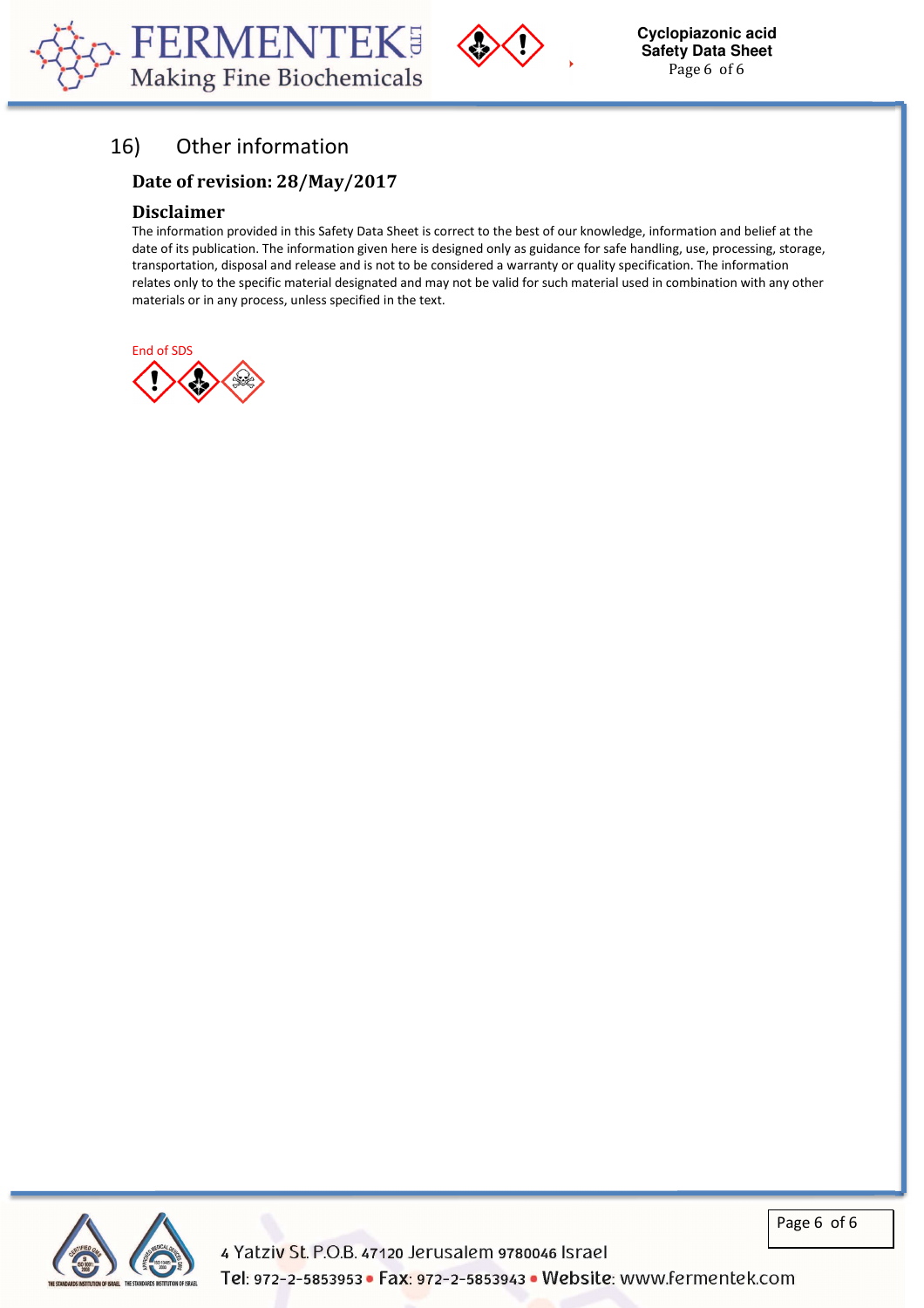## 16) Other information

### Date of revision: 28/May/2017

### Disclaimer

The information provided in this Safety Data Sheet is correct to the best of our knowledge, information and belief at the date of its publication. The information given here is designed only as guidance for safe handling, use, processing, storage, transportation, disposal and release and is not to be considered a warranty or quality specification. The information relates only to the specific material designated and may not be valid for such material used in combination with any other materials or in any process, unless specified in the text.

End of SDS